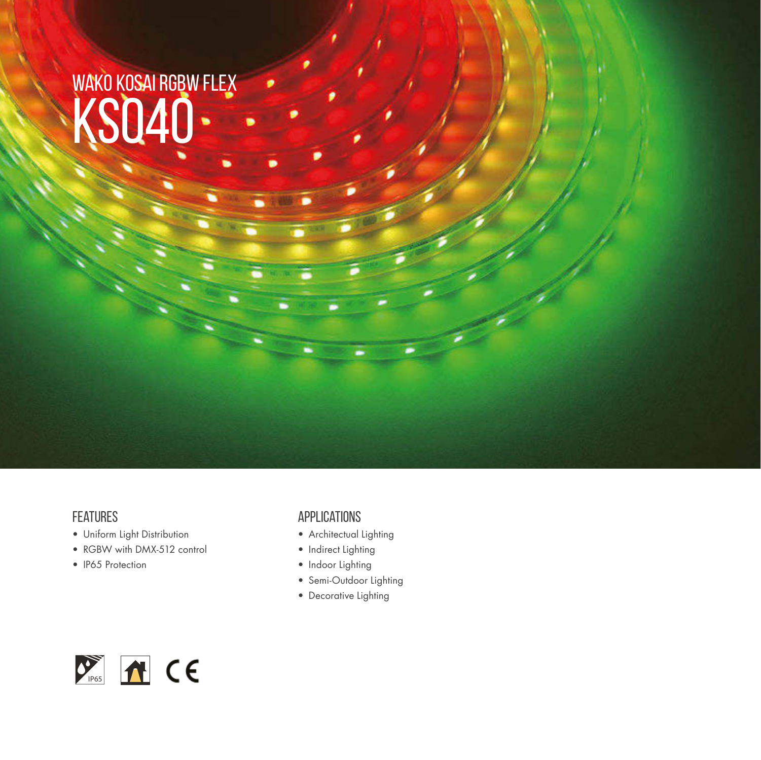# WAKO KOSAI RGBW FLEX

# KSQ40

## FEATURES

- Uniform Light Distribution
- RGBW with DMX-512 control
- IP65 Protection

## APPLICATIONS

- Architectual Lighting
- Indirect Lighting
- Indoor Lighting
- Semi-Outdoor Lighting
- Decorative Lighting

IP65 CE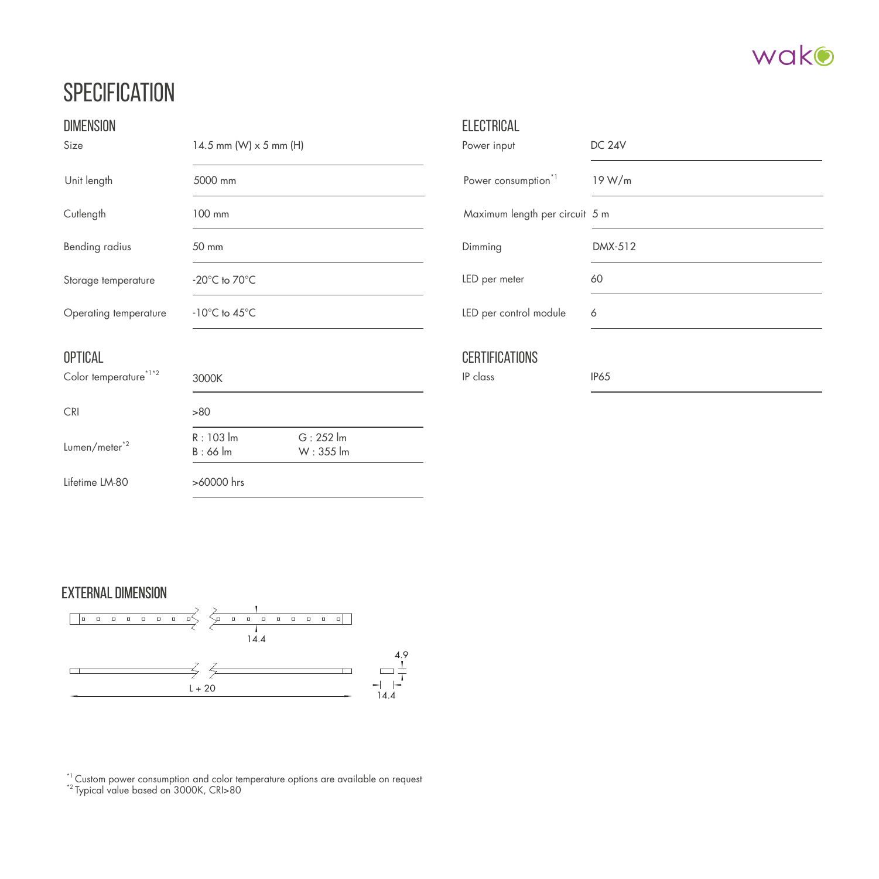# SPECIFICATION

## DIMENSION

| | |
|---|---|
| Size | 14.5 mm (W) x 5 mm (H) |
| Unit length | 5000 mm |
| Cutlength | 100 mm |
| Bending radius | 50 mm |
| Storage temperature | -20°C to 70°C |
| Operating temperature | -10°C to 45°C |

## OPTICAL

| | | |
|---|---|---|
| Color temperature[*1*2] | 3000K | |
| CRI | >80 | |
| Lumen/meter[*2] | R : 103 lm<br>B : 66 lm | G : 252 lm<br>W : 355 lm |
| Lifetime LM-80 | >60000 hrs | |

## ELECTRICAL

| | |
|---|---|
| Power input | DC 24V |
| Power consumption[*1] | 19 W/m |
| Maximum length per circuit | 5 m |
| Dimming | DMX-512 |
| LED per meter | 60 |
| LED per control module | 6 |

## CERTIFICATIONS

| | |
|---|---|
| IP class | IP65 |

## EXTERNAL DIMENSION

14.4

4.9

L + 20

14.4

[*1] Custom power consumption and color temperature options are available on request
[*2] Typical value based on 3000K, CRI>80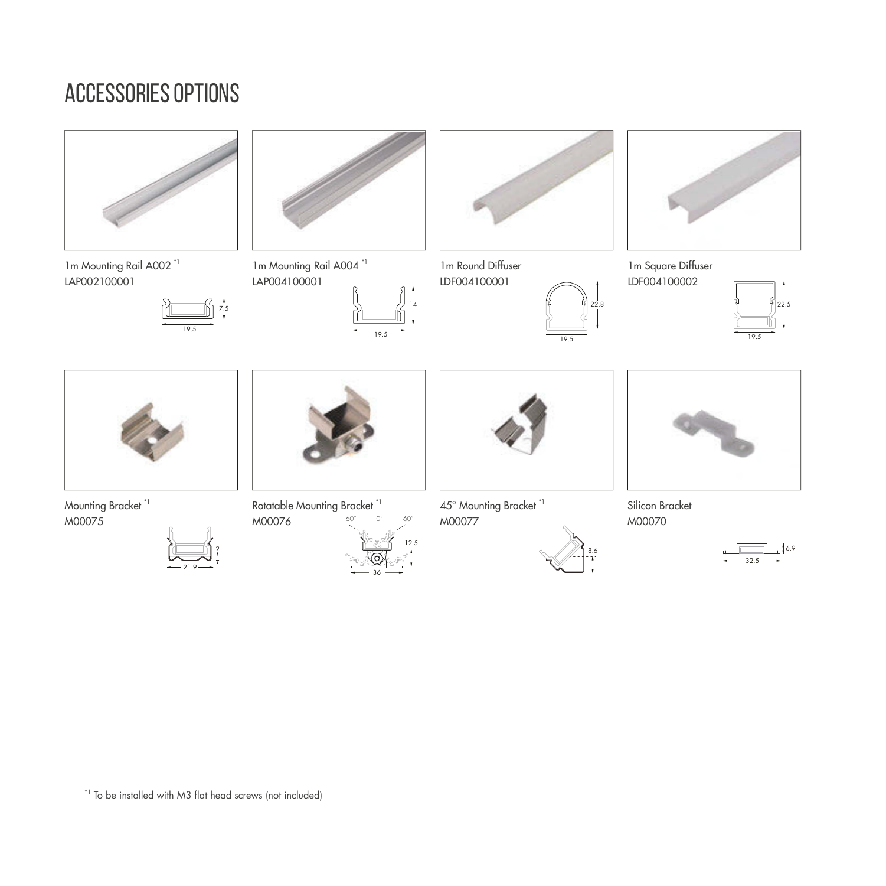# ACCESSORIES OPTIONS

1m Mounting Rail A002 [*1]
LAP002100001

7.5
19.5

1m Mounting Rail A004 [*1]
LAP004100001

14
19.5

1m Round Diffuser
LDF004100001

22.8
19.5

1m Square Diffuser
LDF004100002

22.5
19.5

Mounting Bracket [*1]
M00075

2
21.9

Rotatable Mounting Bracket [*1]
M00076

60° 0° 60°
12.5
36

45° Mounting Bracket [*1]
M00077

8.6

Silicon Bracket
M00070

6.9
32.5

[*1] To be installed with M3 flat head screws (not included)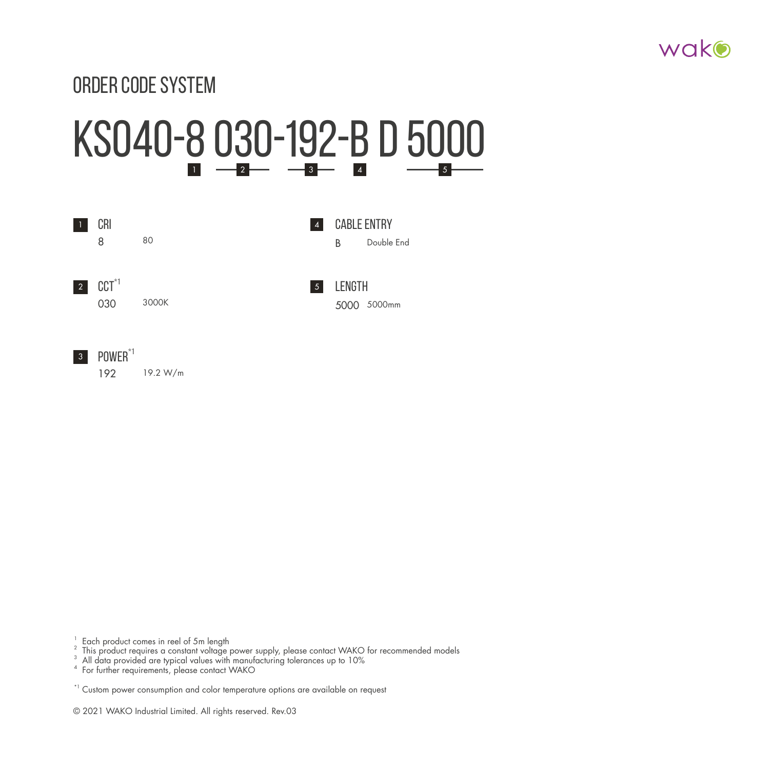# ORDER CODE SYSTEM

## KS040-8 030-192-B D 5000

1 — 2 — 3 — 4 — 5

**1 CRI**

| | |
|---|---|
| 8 | 80 |

**2 CCT*1**

| | |
|---|---|
| 030 | 3000K |

**3 POWER*1**

| | |
|---|---|
| 192 | 19.2 W/m |

**4 CABLE ENTRY**

| | |
|---|---|
| B | Double End |

**5 LENGTH**

| | |
|---|---|
| 5000 | 5000mm |

[1] Each product comes in reel of 5m length
[2] This product requires a constant voltage power supply, please contact WAKO for recommended models
[3] All data provided are typical values with manufacturing tolerances up to 10%
[4] For further requirements, please contact WAKO

*1 Custom power consumption and color temperature options are available on request

© 2021 WAKO Industrial Limited. All rights reserved. Rev.03